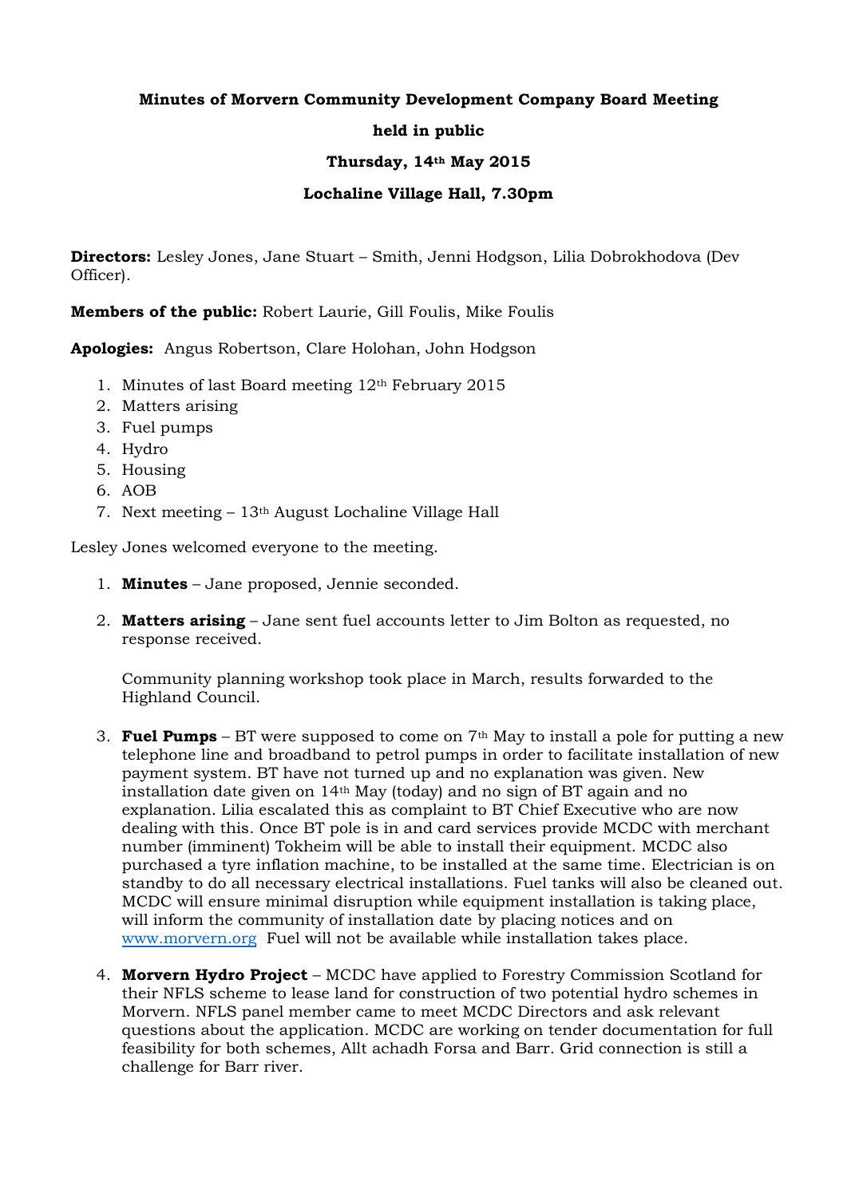**Minutes of Morvern Community Development Company Board Meeting**

**held in public**

**Thursday, 14th May 2015**

**Lochaline Village Hall, 7.30pm**

**Directors:** Lesley Jones, Jane Stuart – Smith, Jenni Hodgson, Lilia Dobrokhodova (Dev Officer).

**Members of the public:** Robert Laurie, Gill Foulis, Mike Foulis

**Apologies:** Angus Robertson, Clare Holohan, John Hodgson

1. Minutes of last Board meeting 12th February 2015
2. Matters arising
3. Fuel pumps
4. Hydro
5. Housing
6. AOB
7. Next meeting – 13th August Lochaline Village Hall

Lesley Jones welcomed everyone to the meeting.

1. **Minutes** – Jane proposed, Jennie seconded.

2. **Matters arising** – Jane sent fuel accounts letter to Jim Bolton as requested, no response received.

   Community planning workshop took place in March, results forwarded to the Highland Council.

3. **Fuel Pumps** – BT were supposed to come on 7th May to install a pole for putting a new telephone line and broadband to petrol pumps in order to facilitate installation of new payment system. BT have not turned up and no explanation was given. New installation date given on 14th May (today) and no sign of BT again and no explanation. Lilia escalated this as complaint to BT Chief Executive who are now dealing with this. Once BT pole is in and card services provide MCDC with merchant number (imminent) Tokheim will be able to install their equipment. MCDC also purchased a tyre inflation machine, to be installed at the same time. Electrician is on standby to do all necessary electrical installations. Fuel tanks will also be cleaned out. MCDC will ensure minimal disruption while equipment installation is taking place, will inform the community of installation date by placing notices and on www.morvern.org Fuel will not be available while installation takes place.

4. **Morvern Hydro Project** – MCDC have applied to Forestry Commission Scotland for their NFLS scheme to lease land for construction of two potential hydro schemes in Morvern. NFLS panel member came to meet MCDC Directors and ask relevant questions about the application. MCDC are working on tender documentation for full feasibility for both schemes, Allt achadh Forsa and Barr. Grid connection is still a challenge for Barr river.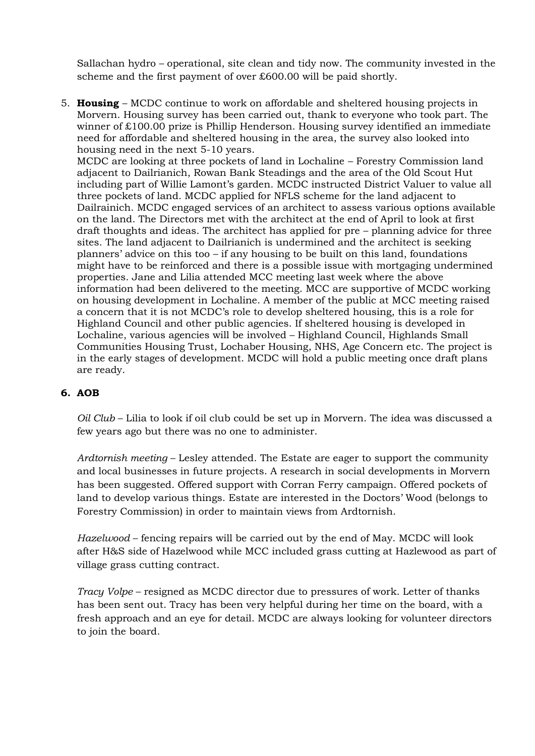Sallachan hydro – operational, site clean and tidy now. The community invested in the scheme and the first payment of over £600.00 will be paid shortly.

5. **Housing** – MCDC continue to work on affordable and sheltered housing projects in Morvern. Housing survey has been carried out, thank to everyone who took part. The winner of £100.00 prize is Phillip Henderson. Housing survey identified an immediate need for affordable and sheltered housing in the area, the survey also looked into housing need in the next 5-10 years.
MCDC are looking at three pockets of land in Lochaline – Forestry Commission land adjacent to Dailrianich, Rowan Bank Steadings and the area of the Old Scout Hut including part of Willie Lamont's garden. MCDC instructed District Valuer to value all three pockets of land. MCDC applied for NFLS scheme for the land adjacent to Dailrainich. MCDC engaged services of an architect to assess various options available on the land. The Directors met with the architect at the end of April to look at first draft thoughts and ideas. The architect has applied for pre – planning advice for three sites. The land adjacent to Dailrianich is undermined and the architect is seeking planners' advice on this too – if any housing to be built on this land, foundations might have to be reinforced and there is a possible issue with mortgaging undermined properties. Jane and Lilia attended MCC meeting last week where the above information had been delivered to the meeting. MCC are supportive of MCDC working on housing development in Lochaline. A member of the public at MCC meeting raised a concern that it is not MCDC's role to develop sheltered housing, this is a role for Highland Council and other public agencies. If sheltered housing is developed in Lochaline, various agencies will be involved – Highland Council, Highlands Small Communities Housing Trust, Lochaber Housing, NHS, Age Concern etc. The project is in the early stages of development. MCDC will hold a public meeting once draft plans are ready.

6. **AOB**

*Oil Club* – Lilia to look if oil club could be set up in Morvern. The idea was discussed a few years ago but there was no one to administer.

*Ardtornish meeting* – Lesley attended. The Estate are eager to support the community and local businesses in future projects. A research in social developments in Morvern has been suggested. Offered support with Corran Ferry campaign. Offered pockets of land to develop various things. Estate are interested in the Doctors' Wood (belongs to Forestry Commission) in order to maintain views from Ardtornish.

*Hazelwood* – fencing repairs will be carried out by the end of May. MCDC will look after H&S side of Hazelwood while MCC included grass cutting at Hazlewood as part of village grass cutting contract.

*Tracy Volpe* – resigned as MCDC director due to pressures of work. Letter of thanks has been sent out. Tracy has been very helpful during her time on the board, with a fresh approach and an eye for detail. MCDC are always looking for volunteer directors to join the board.